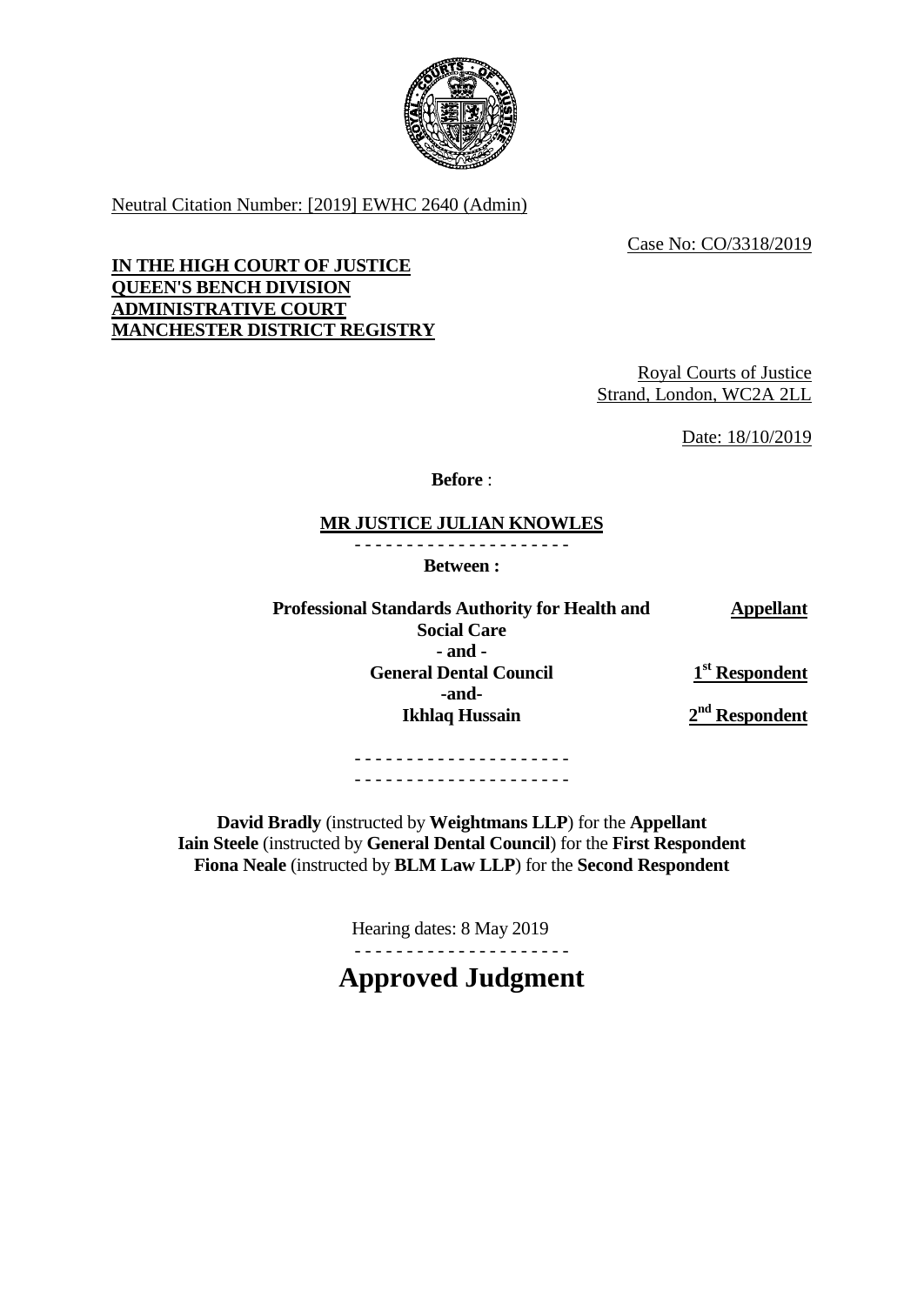Neutral Citation Number: [2019] EWHC 2640 (Admin)

Case No: CO/3318/2019

**IN THE HIGH COURT OF JUSTICE**
**QUEEN'S BENCH DIVISION**
**ADMINISTRATIVE COURT**
**MANCHESTER DISTRICT REGISTRY**

Royal Courts of Justice
Strand, London, WC2A 2LL

Date: 18/10/2019

**Before** :

**MR JUSTICE JULIAN KNOWLES**

- - - - - - - - - - - - - - - - - - - - -

**Between :**

| | |
|---|---|
| **Professional Standards Authority for Health and Social Care** | **Appellant** |
| **- and -** | |
| **General Dental Council** | **1st Respondent** |
| **-and-** | |
| **Ikhlaq Hussain** | **2nd Respondent** |

- - - - - - - - - - - - - - - - - - - - -
- - - - - - - - - - - - - - - - - - - - -

**David Bradly** (instructed by **Weightmans LLP**) for the **Appellant**
**Iain Steele** (instructed by **General Dental Council**) for the **First Respondent**
**Fiona Neale** (instructed by **BLM Law LLP**) for the **Second Respondent**

Hearing dates: 8 May 2019

- - - - - - - - - - - - - - - - - - - - -

# Approved Judgment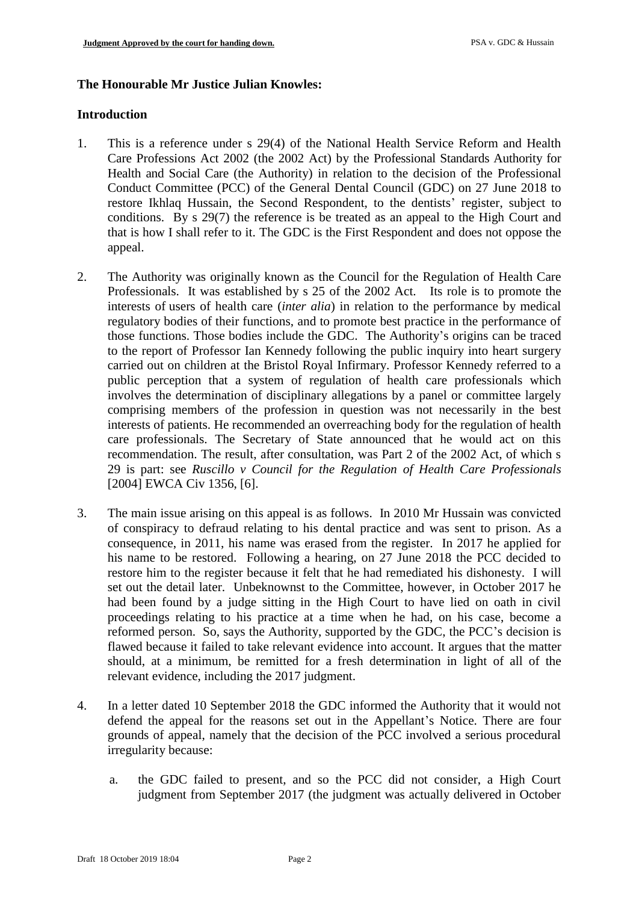**The Honourable Mr Justice Julian Knowles:**

**Introduction**

1. This is a reference under s 29(4) of the National Health Service Reform and Health Care Professions Act 2002 (the 2002 Act) by the Professional Standards Authority for Health and Social Care (the Authority) in relation to the decision of the Professional Conduct Committee (PCC) of the General Dental Council (GDC) on 27 June 2018 to restore Ikhlaq Hussain, the Second Respondent, to the dentists' register, subject to conditions. By s 29(7) the reference is be treated as an appeal to the High Court and that is how I shall refer to it. The GDC is the First Respondent and does not oppose the appeal.

2. The Authority was originally known as the Council for the Regulation of Health Care Professionals. It was established by s 25 of the 2002 Act. Its role is to promote the interests of users of health care (*inter alia*) in relation to the performance by medical regulatory bodies of their functions, and to promote best practice in the performance of those functions. Those bodies include the GDC. The Authority's origins can be traced to the report of Professor Ian Kennedy following the public inquiry into heart surgery carried out on children at the Bristol Royal Infirmary. Professor Kennedy referred to a public perception that a system of regulation of health care professionals which involves the determination of disciplinary allegations by a panel or committee largely comprising members of the profession in question was not necessarily in the best interests of patients. He recommended an overreaching body for the regulation of health care professionals. The Secretary of State announced that he would act on this recommendation. The result, after consultation, was Part 2 of the 2002 Act, of which s 29 is part: see *Ruscillo v Council for the Regulation of Health Care Professionals* [2004] EWCA Civ 1356, [6].

3. The main issue arising on this appeal is as follows. In 2010 Mr Hussain was convicted of conspiracy to defraud relating to his dental practice and was sent to prison. As a consequence, in 2011, his name was erased from the register. In 2017 he applied for his name to be restored. Following a hearing, on 27 June 2018 the PCC decided to restore him to the register because it felt that he had remediated his dishonesty. I will set out the detail later. Unbeknownst to the Committee, however, in October 2017 he had been found by a judge sitting in the High Court to have lied on oath in civil proceedings relating to his practice at a time when he had, on his case, become a reformed person. So, says the Authority, supported by the GDC, the PCC's decision is flawed because it failed to take relevant evidence into account. It argues that the matter should, at a minimum, be remitted for a fresh determination in light of all of the relevant evidence, including the 2017 judgment.

4. In a letter dated 10 September 2018 the GDC informed the Authority that it would not defend the appeal for the reasons set out in the Appellant's Notice. There are four grounds of appeal, namely that the decision of the PCC involved a serious procedural irregularity because:

   a. the GDC failed to present, and so the PCC did not consider, a High Court judgment from September 2017 (the judgment was actually delivered in October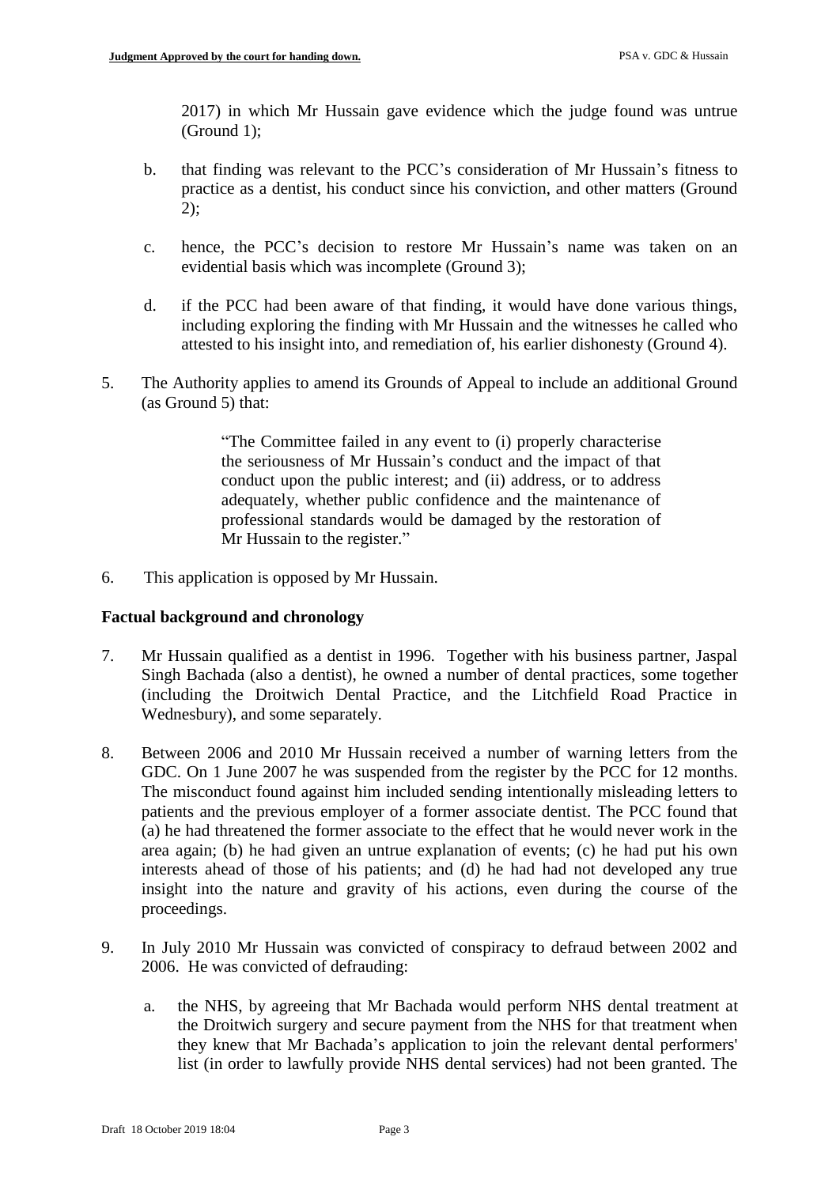2017) in which Mr Hussain gave evidence which the judge found was untrue (Ground 1);

b. that finding was relevant to the PCC's consideration of Mr Hussain's fitness to practice as a dentist, his conduct since his conviction, and other matters (Ground 2);

c. hence, the PCC's decision to restore Mr Hussain's name was taken on an evidential basis which was incomplete (Ground 3);

d. if the PCC had been aware of that finding, it would have done various things, including exploring the finding with Mr Hussain and the witnesses he called who attested to his insight into, and remediation of, his earlier dishonesty (Ground 4).

5. The Authority applies to amend its Grounds of Appeal to include an additional Ground (as Ground 5) that:

> "The Committee failed in any event to (i) properly characterise the seriousness of Mr Hussain's conduct and the impact of that conduct upon the public interest; and (ii) address, or to address adequately, whether public confidence and the maintenance of professional standards would be damaged by the restoration of Mr Hussain to the register."

6. This application is opposed by Mr Hussain.

**Factual background and chronology**

7. Mr Hussain qualified as a dentist in 1996. Together with his business partner, Jaspal Singh Bachada (also a dentist), he owned a number of dental practices, some together (including the Droitwich Dental Practice, and the Litchfield Road Practice in Wednesbury), and some separately.

8. Between 2006 and 2010 Mr Hussain received a number of warning letters from the GDC. On 1 June 2007 he was suspended from the register by the PCC for 12 months. The misconduct found against him included sending intentionally misleading letters to patients and the previous employer of a former associate dentist. The PCC found that (a) he had threatened the former associate to the effect that he would never work in the area again; (b) he had given an untrue explanation of events; (c) he had put his own interests ahead of those of his patients; and (d) he had had not developed any true insight into the nature and gravity of his actions, even during the course of the proceedings.

9. In July 2010 Mr Hussain was convicted of conspiracy to defraud between 2002 and 2006. He was convicted of defrauding:

a. the NHS, by agreeing that Mr Bachada would perform NHS dental treatment at the Droitwich surgery and secure payment from the NHS for that treatment when they knew that Mr Bachada's application to join the relevant dental performers' list (in order to lawfully provide NHS dental services) had not been granted. The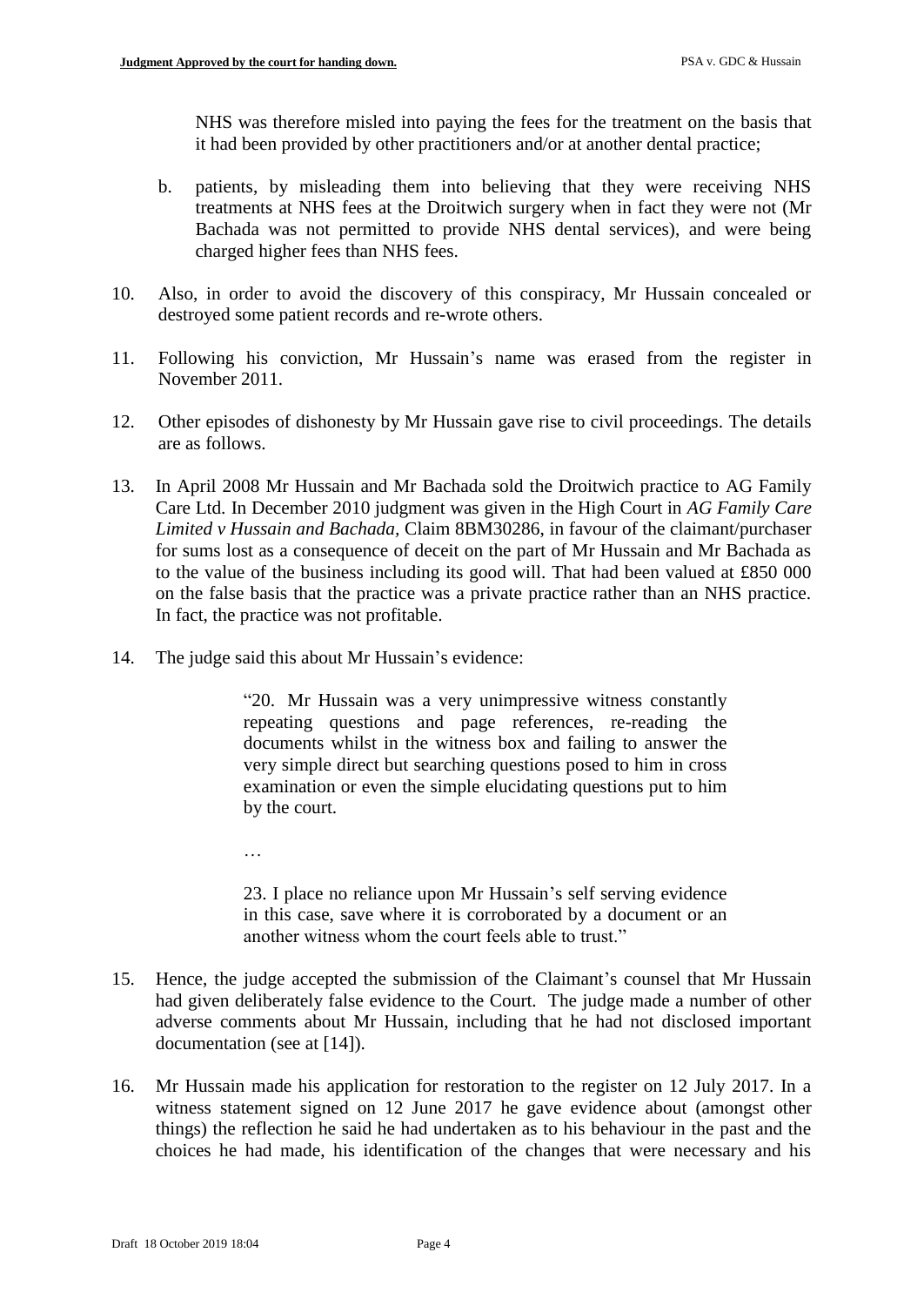NHS was therefore misled into paying the fees for the treatment on the basis that it had been provided by other practitioners and/or at another dental practice;

b. patients, by misleading them into believing that they were receiving NHS treatments at NHS fees at the Droitwich surgery when in fact they were not (Mr Bachada was not permitted to provide NHS dental services), and were being charged higher fees than NHS fees.

10. Also, in order to avoid the discovery of this conspiracy, Mr Hussain concealed or destroyed some patient records and re-wrote others.

11. Following his conviction, Mr Hussain's name was erased from the register in November 2011.

12. Other episodes of dishonesty by Mr Hussain gave rise to civil proceedings. The details are as follows.

13. In April 2008 Mr Hussain and Mr Bachada sold the Droitwich practice to AG Family Care Ltd. In December 2010 judgment was given in the High Court in *AG Family Care Limited v Hussain and Bachada,* Claim 8BM30286, in favour of the claimant/purchaser for sums lost as a consequence of deceit on the part of Mr Hussain and Mr Bachada as to the value of the business including its good will. That had been valued at £850 000 on the false basis that the practice was a private practice rather than an NHS practice. In fact, the practice was not profitable.

14. The judge said this about Mr Hussain's evidence:

> "20. Mr Hussain was a very unimpressive witness constantly repeating questions and page references, re-reading the documents whilst in the witness box and failing to answer the very simple direct but searching questions posed to him in cross examination or even the simple elucidating questions put to him by the court.
>
> …
>
> 23. I place no reliance upon Mr Hussain's self serving evidence in this case, save where it is corroborated by a document or an another witness whom the court feels able to trust."

15. Hence, the judge accepted the submission of the Claimant's counsel that Mr Hussain had given deliberately false evidence to the Court. The judge made a number of other adverse comments about Mr Hussain, including that he had not disclosed important documentation (see at [14]).

16. Mr Hussain made his application for restoration to the register on 12 July 2017. In a witness statement signed on 12 June 2017 he gave evidence about (amongst other things) the reflection he said he had undertaken as to his behaviour in the past and the choices he had made, his identification of the changes that were necessary and his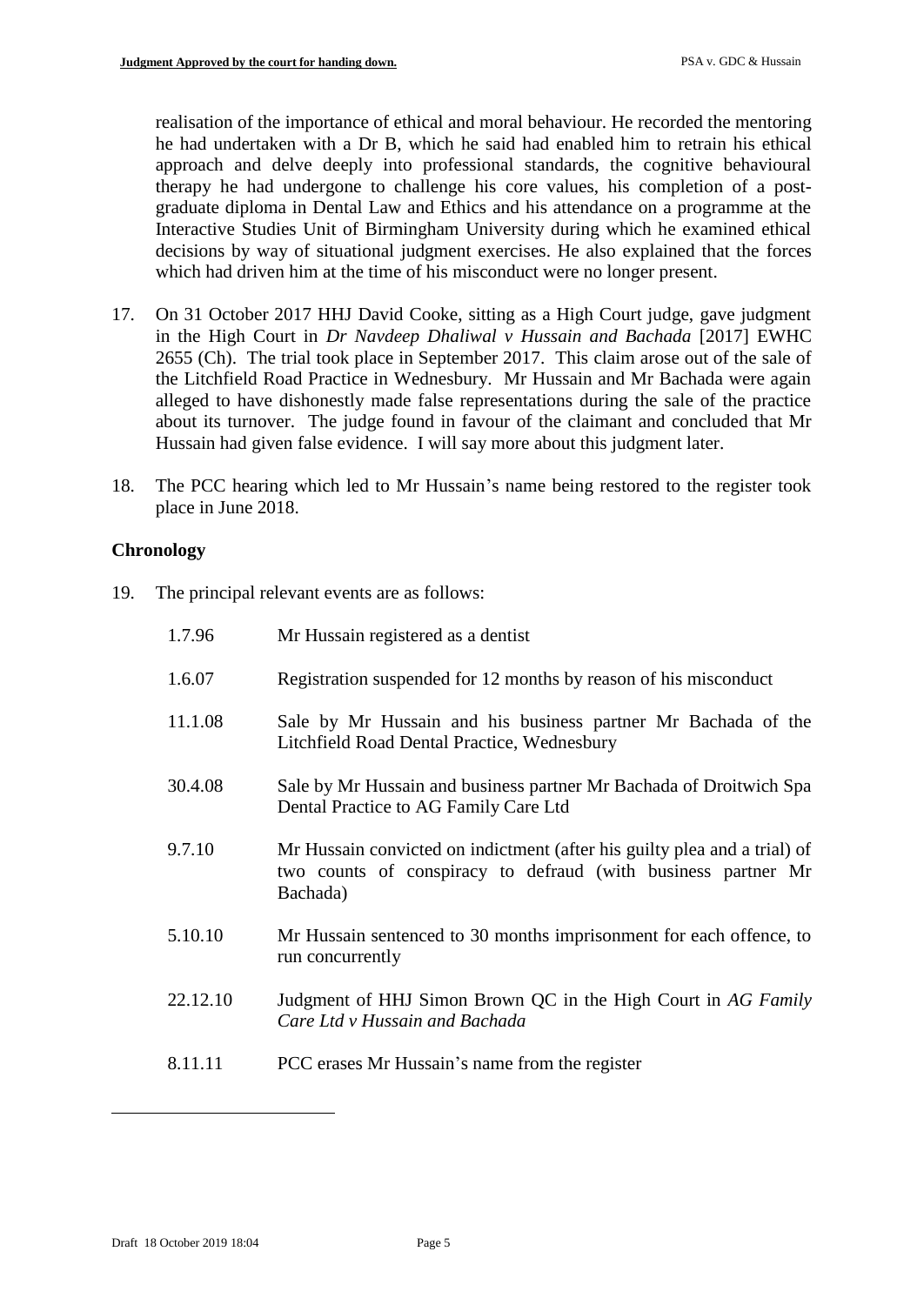realisation of the importance of ethical and moral behaviour. He recorded the mentoring he had undertaken with a Dr B, which he said had enabled him to retrain his ethical approach and delve deeply into professional standards, the cognitive behavioural therapy he had undergone to challenge his core values, his completion of a post-graduate diploma in Dental Law and Ethics and his attendance on a programme at the Interactive Studies Unit of Birmingham University during which he examined ethical decisions by way of situational judgment exercises. He also explained that the forces which had driven him at the time of his misconduct were no longer present.

17. On 31 October 2017 HHJ David Cooke, sitting as a High Court judge, gave judgment in the High Court in *Dr Navdeep Dhaliwal v Hussain and Bachada* [2017] EWHC 2655 (Ch). The trial took place in September 2017. This claim arose out of the sale of the Litchfield Road Practice in Wednesbury. Mr Hussain and Mr Bachada were again alleged to have dishonestly made false representations during the sale of the practice about its turnover. The judge found in favour of the claimant and concluded that Mr Hussain had given false evidence. I will say more about this judgment later.

18. The PCC hearing which led to Mr Hussain's name being restored to the register took place in June 2018.

## Chronology

19. The principal relevant events are as follows:

| | |
|---|---|
| 1.7.96 | Mr Hussain registered as a dentist |
| 1.6.07 | Registration suspended for 12 months by reason of his misconduct |
| 11.1.08 | Sale by Mr Hussain and his business partner Mr Bachada of the Litchfield Road Dental Practice, Wednesbury |
| 30.4.08 | Sale by Mr Hussain and business partner Mr Bachada of Droitwich Spa Dental Practice to AG Family Care Ltd |
| 9.7.10 | Mr Hussain convicted on indictment (after his guilty plea and a trial) of two counts of conspiracy to defraud (with business partner Mr Bachada) |
| 5.10.10 | Mr Hussain sentenced to 30 months imprisonment for each offence, to run concurrently |
| 22.12.10 | Judgment of HHJ Simon Brown QC in the High Court in *AG Family Care Ltd v Hussain and Bachada* |
| 8.11.11 | PCC erases Mr Hussain's name from the register |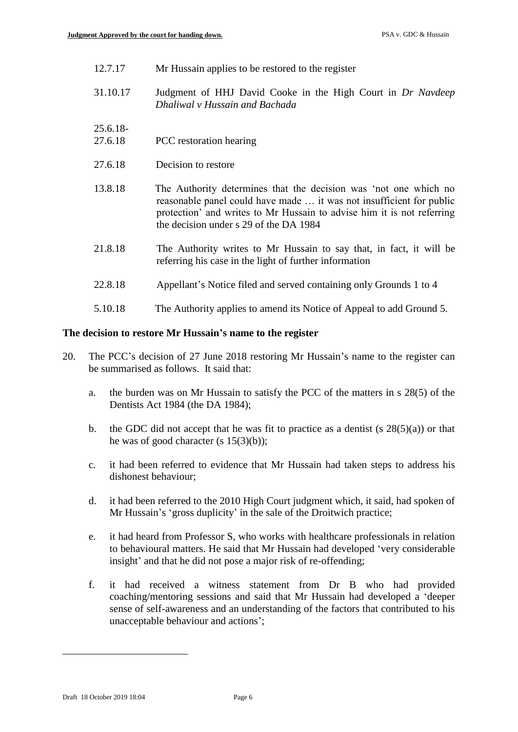| | |
|---|---|
| 12.7.17 | Mr Hussain applies to be restored to the register |
| 31.10.17 | Judgment of HHJ David Cooke in the High Court in *Dr Navdeep Dhaliwal v Hussain and Bachada* |
| 25.6.18-27.6.18 | PCC restoration hearing |
| 27.6.18 | Decision to restore |
| 13.8.18 | The Authority determines that the decision was 'not one which no reasonable panel could have made … it was not insufficient for public protection' and writes to Mr Hussain to advise him it is not referring the decision under s 29 of the DA 1984 |
| 21.8.18 | The Authority writes to Mr Hussain to say that, in fact, it will be referring his case in the light of further information |
| 22.8.18 | Appellant's Notice filed and served containing only Grounds 1 to 4 |
| 5.10.18 | The Authority applies to amend its Notice of Appeal to add Ground 5. |

**The decision to restore Mr Hussain's name to the register**

20. The PCC's decision of 27 June 2018 restoring Mr Hussain's name to the register can be summarised as follows. It said that:

    a. the burden was on Mr Hussain to satisfy the PCC of the matters in s 28(5) of the Dentists Act 1984 (the DA 1984);

    b. the GDC did not accept that he was fit to practice as a dentist (s 28(5)(a)) or that he was of good character (s 15(3)(b));

    c. it had been referred to evidence that Mr Hussain had taken steps to address his dishonest behaviour;

    d. it had been referred to the 2010 High Court judgment which, it said, had spoken of Mr Hussain's 'gross duplicity' in the sale of the Droitwich practice;

    e. it had heard from Professor S, who works with healthcare professionals in relation to behavioural matters. He said that Mr Hussain had developed 'very considerable insight' and that he did not pose a major risk of re-offending;

    f. it had received a witness statement from Dr B who had provided coaching/mentoring sessions and said that Mr Hussain had developed a 'deeper sense of self-awareness and an understanding of the factors that contributed to his unacceptable behaviour and actions';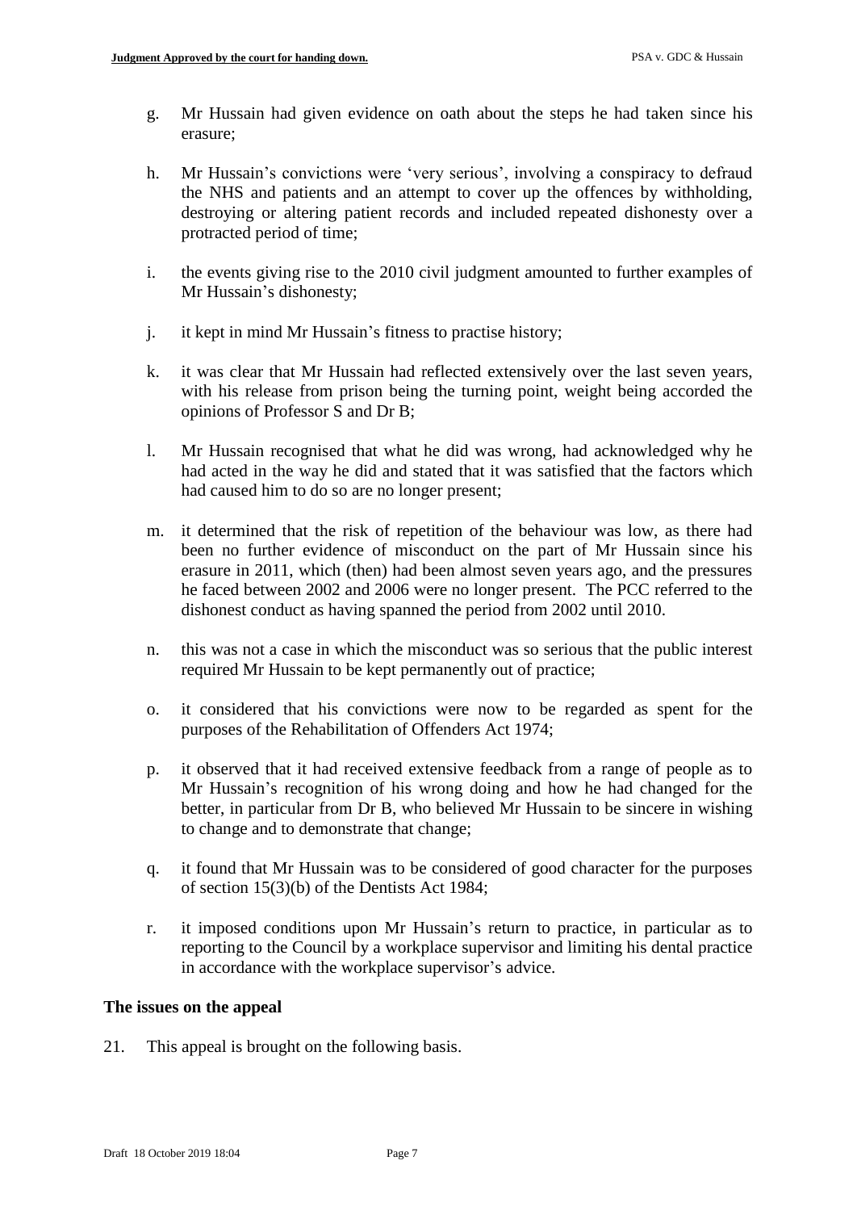g. Mr Hussain had given evidence on oath about the steps he had taken since his erasure;

h. Mr Hussain's convictions were 'very serious', involving a conspiracy to defraud the NHS and patients and an attempt to cover up the offences by withholding, destroying or altering patient records and included repeated dishonesty over a protracted period of time;

i. the events giving rise to the 2010 civil judgment amounted to further examples of Mr Hussain's dishonesty;

j. it kept in mind Mr Hussain's fitness to practise history;

k. it was clear that Mr Hussain had reflected extensively over the last seven years, with his release from prison being the turning point, weight being accorded the opinions of Professor S and Dr B;

l. Mr Hussain recognised that what he did was wrong, had acknowledged why he had acted in the way he did and stated that it was satisfied that the factors which had caused him to do so are no longer present;

m. it determined that the risk of repetition of the behaviour was low, as there had been no further evidence of misconduct on the part of Mr Hussain since his erasure in 2011, which (then) had been almost seven years ago, and the pressures he faced between 2002 and 2006 were no longer present. The PCC referred to the dishonest conduct as having spanned the period from 2002 until 2010.

n. this was not a case in which the misconduct was so serious that the public interest required Mr Hussain to be kept permanently out of practice;

o. it considered that his convictions were now to be regarded as spent for the purposes of the Rehabilitation of Offenders Act 1974;

p. it observed that it had received extensive feedback from a range of people as to Mr Hussain's recognition of his wrong doing and how he had changed for the better, in particular from Dr B, who believed Mr Hussain to be sincere in wishing to change and to demonstrate that change;

q. it found that Mr Hussain was to be considered of good character for the purposes of section 15(3)(b) of the Dentists Act 1984;

r. it imposed conditions upon Mr Hussain's return to practice, in particular as to reporting to the Council by a workplace supervisor and limiting his dental practice in accordance with the workplace supervisor's advice.

## The issues on the appeal

21. This appeal is brought on the following basis.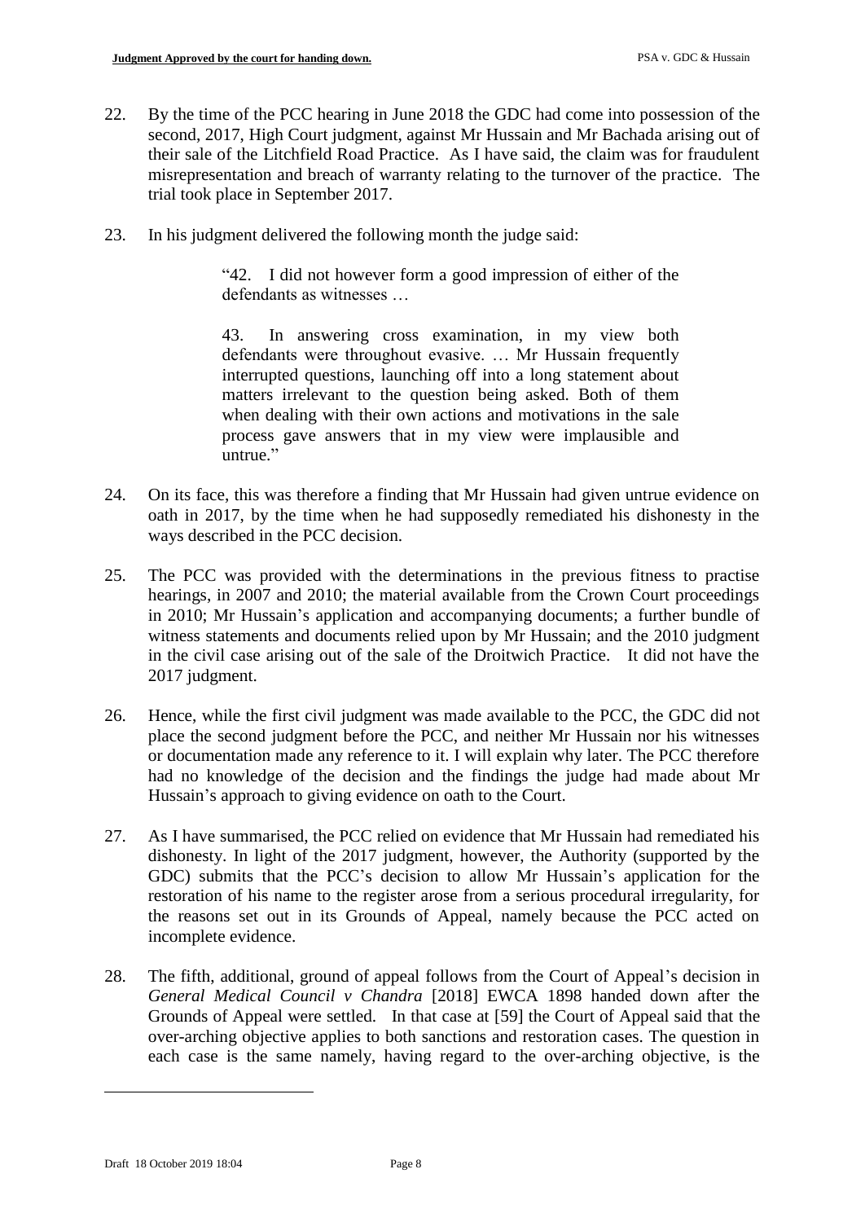22. By the time of the PCC hearing in June 2018 the GDC had come into possession of the second, 2017, High Court judgment, against Mr Hussain and Mr Bachada arising out of their sale of the Litchfield Road Practice. As I have said, the claim was for fraudulent misrepresentation and breach of warranty relating to the turnover of the practice. The trial took place in September 2017.

23. In his judgment delivered the following month the judge said:

> "42. I did not however form a good impression of either of the defendants as witnesses …
>
> 43. In answering cross examination, in my view both defendants were throughout evasive. … Mr Hussain frequently interrupted questions, launching off into a long statement about matters irrelevant to the question being asked. Both of them when dealing with their own actions and motivations in the sale process gave answers that in my view were implausible and untrue."

24. On its face, this was therefore a finding that Mr Hussain had given untrue evidence on oath in 2017, by the time when he had supposedly remediated his dishonesty in the ways described in the PCC decision.

25. The PCC was provided with the determinations in the previous fitness to practise hearings, in 2007 and 2010; the material available from the Crown Court proceedings in 2010; Mr Hussain's application and accompanying documents; a further bundle of witness statements and documents relied upon by Mr Hussain; and the 2010 judgment in the civil case arising out of the sale of the Droitwich Practice. It did not have the 2017 judgment.

26. Hence, while the first civil judgment was made available to the PCC, the GDC did not place the second judgment before the PCC, and neither Mr Hussain nor his witnesses or documentation made any reference to it. I will explain why later. The PCC therefore had no knowledge of the decision and the findings the judge had made about Mr Hussain's approach to giving evidence on oath to the Court.

27. As I have summarised, the PCC relied on evidence that Mr Hussain had remediated his dishonesty. In light of the 2017 judgment, however, the Authority (supported by the GDC) submits that the PCC's decision to allow Mr Hussain's application for the restoration of his name to the register arose from a serious procedural irregularity, for the reasons set out in its Grounds of Appeal, namely because the PCC acted on incomplete evidence.

28. The fifth, additional, ground of appeal follows from the Court of Appeal's decision in *General Medical Council v Chandra* [2018] EWCA 1898 handed down after the Grounds of Appeal were settled. In that case at [59] the Court of Appeal said that the over-arching objective applies to both sanctions and restoration cases. The question in each case is the same namely, having regard to the over-arching objective, is the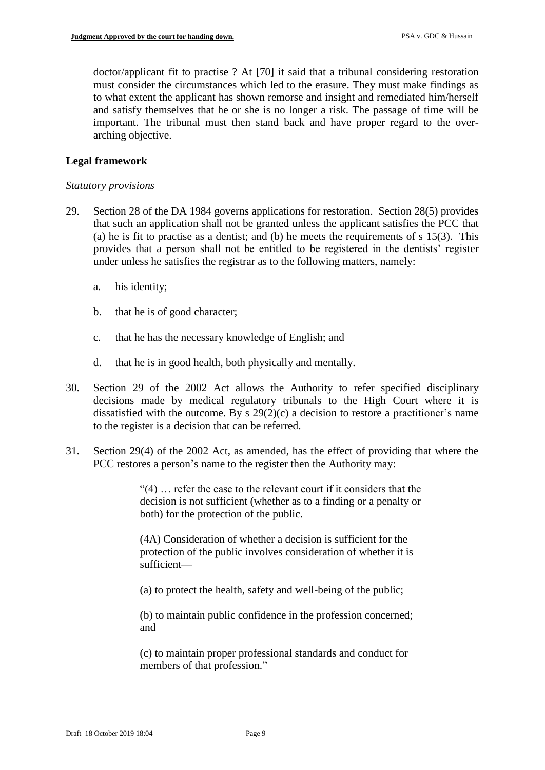doctor/applicant fit to practise ? At [70] it said that a tribunal considering restoration must consider the circumstances which led to the erasure. They must make findings as to what extent the applicant has shown remorse and insight and remediated him/herself and satisfy themselves that he or she is no longer a risk. The passage of time will be important. The tribunal must then stand back and have proper regard to the over-arching objective.

## Legal framework

*Statutory provisions*

29. Section 28 of the DA 1984 governs applications for restoration. Section 28(5) provides that such an application shall not be granted unless the applicant satisfies the PCC that (a) he is fit to practise as a dentist; and (b) he meets the requirements of s 15(3). This provides that a person shall not be entitled to be registered in the dentists' register under unless he satisfies the registrar as to the following matters, namely:

    a. his identity;

    b. that he is of good character;

    c. that he has the necessary knowledge of English; and

    d. that he is in good health, both physically and mentally.

30. Section 29 of the 2002 Act allows the Authority to refer specified disciplinary decisions made by medical regulatory tribunals to the High Court where it is dissatisfied with the outcome. By s 29(2)(c) a decision to restore a practitioner's name to the register is a decision that can be referred.

31. Section 29(4) of the 2002 Act, as amended, has the effect of providing that where the PCC restores a person's name to the register then the Authority may:

    > "(4) … refer the case to the relevant court if it considers that the decision is not sufficient (whether as to a finding or a penalty or both) for the protection of the public.
    >
    > (4A) Consideration of whether a decision is sufficient for the protection of the public involves consideration of whether it is sufficient—
    >
    > (a) to protect the health, safety and well-being of the public;
    >
    > (b) to maintain public confidence in the profession concerned; and
    >
    > (c) to maintain proper professional standards and conduct for members of that profession."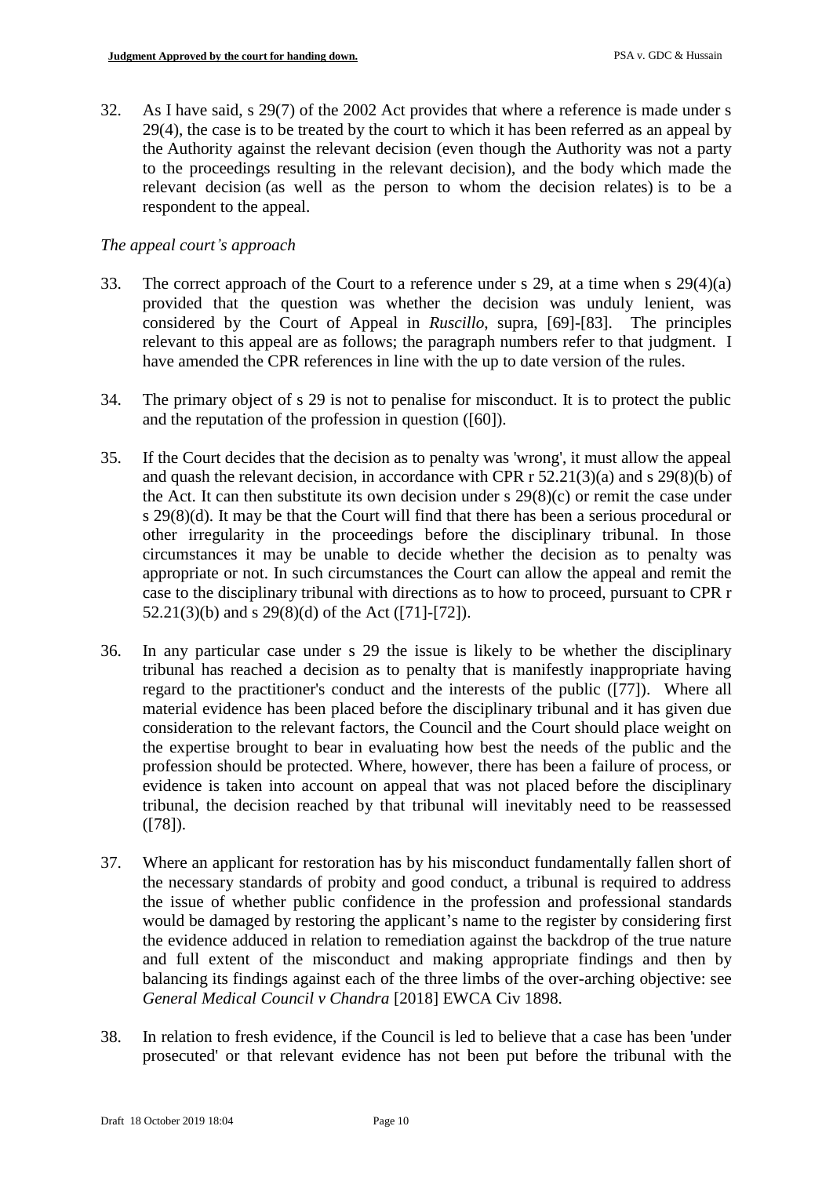32. As I have said, s 29(7) of the 2002 Act provides that where a reference is made under s 29(4), the case is to be treated by the court to which it has been referred as an appeal by the Authority against the relevant decision (even though the Authority was not a party to the proceedings resulting in the relevant decision), and the body which made the relevant decision (as well as the person to whom the decision relates) is to be a respondent to the appeal.

*The appeal court's approach*

33. The correct approach of the Court to a reference under s 29, at a time when s 29(4)(a) provided that the question was whether the decision was unduly lenient, was considered by the Court of Appeal in *Ruscillo*, supra, [69]-[83]. The principles relevant to this appeal are as follows; the paragraph numbers refer to that judgment. I have amended the CPR references in line with the up to date version of the rules.

34. The primary object of s 29 is not to penalise for misconduct. It is to protect the public and the reputation of the profession in question ([60]).

35. If the Court decides that the decision as to penalty was 'wrong', it must allow the appeal and quash the relevant decision, in accordance with CPR r 52.21(3)(a) and s 29(8)(b) of the Act. It can then substitute its own decision under s 29(8)(c) or remit the case under s 29(8)(d). It may be that the Court will find that there has been a serious procedural or other irregularity in the proceedings before the disciplinary tribunal. In those circumstances it may be unable to decide whether the decision as to penalty was appropriate or not. In such circumstances the Court can allow the appeal and remit the case to the disciplinary tribunal with directions as to how to proceed, pursuant to CPR r 52.21(3)(b) and s 29(8)(d) of the Act ([71]-[72]).

36. In any particular case under s 29 the issue is likely to be whether the disciplinary tribunal has reached a decision as to penalty that is manifestly inappropriate having regard to the practitioner's conduct and the interests of the public ([77]). Where all material evidence has been placed before the disciplinary tribunal and it has given due consideration to the relevant factors, the Council and the Court should place weight on the expertise brought to bear in evaluating how best the needs of the public and the profession should be protected. Where, however, there has been a failure of process, or evidence is taken into account on appeal that was not placed before the disciplinary tribunal, the decision reached by that tribunal will inevitably need to be reassessed ([78]).

37. Where an applicant for restoration has by his misconduct fundamentally fallen short of the necessary standards of probity and good conduct, a tribunal is required to address the issue of whether public confidence in the profession and professional standards would be damaged by restoring the applicant's name to the register by considering first the evidence adduced in relation to remediation against the backdrop of the true nature and full extent of the misconduct and making appropriate findings and then by balancing its findings against each of the three limbs of the over-arching objective: see *General Medical Council v Chandra* [2018] EWCA Civ 1898.

38. In relation to fresh evidence, if the Council is led to believe that a case has been 'under prosecuted' or that relevant evidence has not been put before the tribunal with the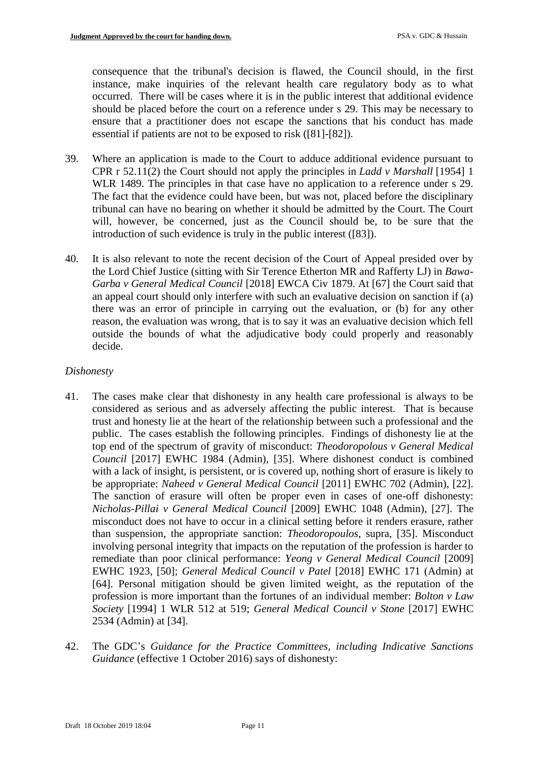consequence that the tribunal's decision is flawed, the Council should, in the first instance, make inquiries of the relevant health care regulatory body as to what occurred. There will be cases where it is in the public interest that additional evidence should be placed before the court on a reference under s 29. This may be necessary to ensure that a practitioner does not escape the sanctions that his conduct has made essential if patients are not to be exposed to risk ([81]-[82]).

39. Where an application is made to the Court to adduce additional evidence pursuant to CPR r 52.11(2) the Court should not apply the principles in *Ladd v Marshall* [1954] 1 WLR 1489. The principles in that case have no application to a reference under s 29. The fact that the evidence could have been, but was not, placed before the disciplinary tribunal can have no bearing on whether it should be admitted by the Court. The Court will, however, be concerned, just as the Council should be, to be sure that the introduction of such evidence is truly in the public interest ([83]).

40. It is also relevant to note the recent decision of the Court of Appeal presided over by the Lord Chief Justice (sitting with Sir Terence Etherton MR and Rafferty LJ) in *Bawa-Garba v General Medical Council* [2018] EWCA Civ 1879. At [67] the Court said that an appeal court should only interfere with such an evaluative decision on sanction if (a) there was an error of principle in carrying out the evaluation, or (b) for any other reason, the evaluation was wrong, that is to say it was an evaluative decision which fell outside the bounds of what the adjudicative body could properly and reasonably decide.

*Dishonesty*

41. The cases make clear that dishonesty in any health care professional is always to be considered as serious and as adversely affecting the public interest. That is because trust and honesty lie at the heart of the relationship between such a professional and the public. The cases establish the following principles. Findings of dishonesty lie at the top end of the spectrum of gravity of misconduct: *Theodoropolous v General Medical Council* [2017] EWHC 1984 (Admin), [35]. Where dishonest conduct is combined with a lack of insight, is persistent, or is covered up, nothing short of erasure is likely to be appropriate: *Naheed v General Medical Council* [2011] EWHC 702 (Admin), [22]. The sanction of erasure will often be proper even in cases of one-off dishonesty: *Nicholas-Pillai v General Medical Council* [2009] EWHC 1048 (Admin), [27]. The misconduct does not have to occur in a clinical setting before it renders erasure, rather than suspension, the appropriate sanction: *Theodoropoulos*, supra, [35]. Misconduct involving personal integrity that impacts on the reputation of the profession is harder to remediate than poor clinical performance: *Yeong v General Medical Council* [2009] EWHC 1923, [50]; *General Medical Council v Patel* [2018] EWHC 171 (Admin) at [64]. Personal mitigation should be given limited weight, as the reputation of the profession is more important than the fortunes of an individual member: *Bolton v Law Society* [1994] 1 WLR 512 at 519; *General Medical Council v Stone* [2017] EWHC 2534 (Admin) at [34].

42. The GDC's *Guidance for the Practice Committees, including Indicative Sanctions Guidance* (effective 1 October 2016) says of dishonesty: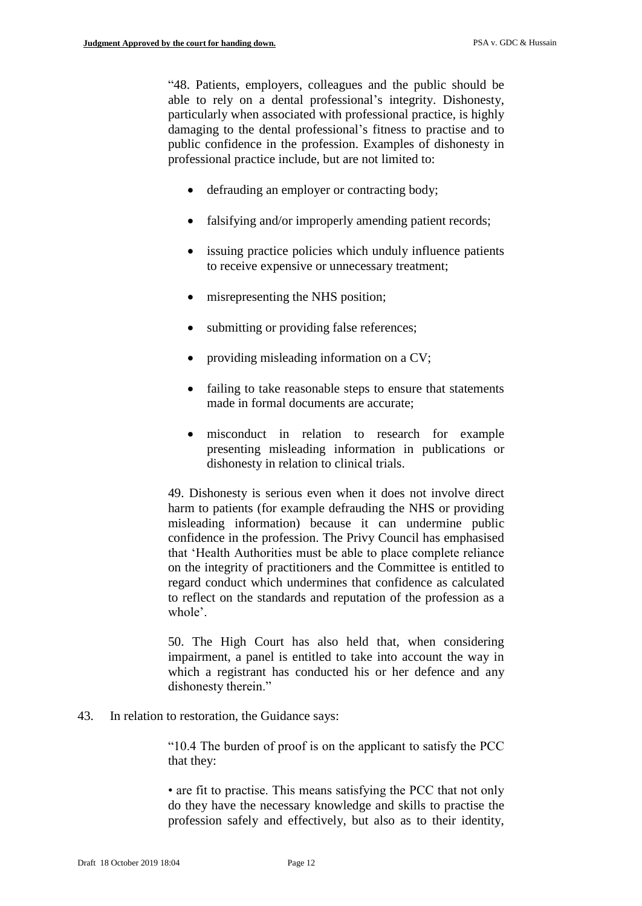> "48. Patients, employers, colleagues and the public should be able to rely on a dental professional's integrity. Dishonesty, particularly when associated with professional practice, is highly damaging to the dental professional's fitness to practise and to public confidence in the profession. Examples of dishonesty in professional practice include, but are not limited to:
>
> - defrauding an employer or contracting body;
> - falsifying and/or improperly amending patient records;
> - issuing practice policies which unduly influence patients to receive expensive or unnecessary treatment;
> - misrepresenting the NHS position;
> - submitting or providing false references;
> - providing misleading information on a CV;
> - failing to take reasonable steps to ensure that statements made in formal documents are accurate;
> - misconduct in relation to research for example presenting misleading information in publications or dishonesty in relation to clinical trials.
>
> 49. Dishonesty is serious even when it does not involve direct harm to patients (for example defrauding the NHS or providing misleading information) because it can undermine public confidence in the profession. The Privy Council has emphasised that 'Health Authorities must be able to place complete reliance on the integrity of practitioners and the Committee is entitled to regard conduct which undermines that confidence as calculated to reflect on the standards and reputation of the profession as a whole'.
>
> 50. The High Court has also held that, when considering impairment, a panel is entitled to take into account the way in which a registrant has conducted his or her defence and any dishonesty therein."

43. In relation to restoration, the Guidance says:

> "10.4 The burden of proof is on the applicant to satisfy the PCC that they:
>
> • are fit to practise. This means satisfying the PCC that not only do they have the necessary knowledge and skills to practise the profession safely and effectively, but also as to their identity,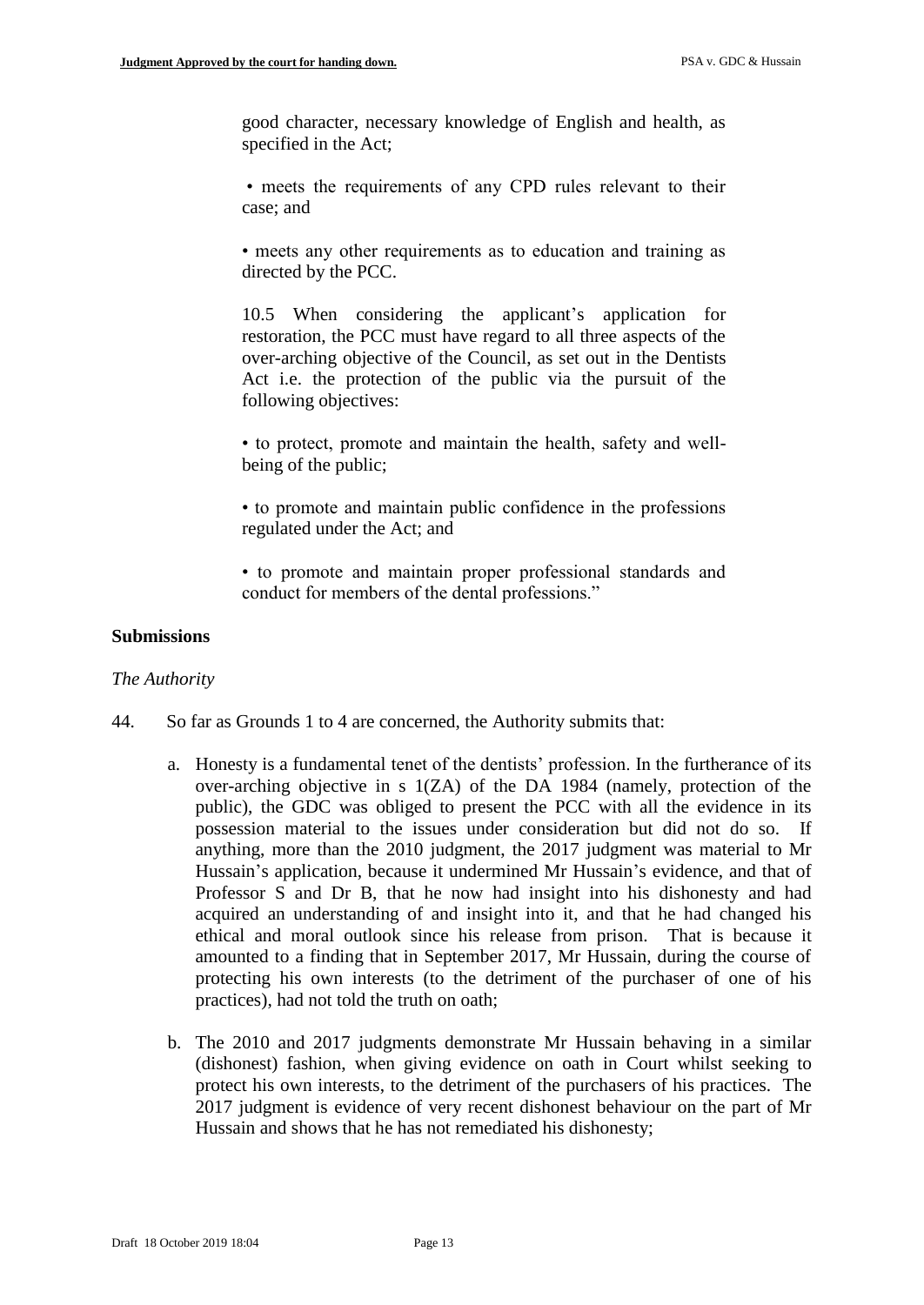good character, necessary knowledge of English and health, as specified in the Act;

• meets the requirements of any CPD rules relevant to their case; and

• meets any other requirements as to education and training as directed by the PCC.

10.5 When considering the applicant's application for restoration, the PCC must have regard to all three aspects of the over-arching objective of the Council, as set out in the Dentists Act i.e. the protection of the public via the pursuit of the following objectives:

• to protect, promote and maintain the health, safety and well-being of the public;

• to promote and maintain public confidence in the professions regulated under the Act; and

• to promote and maintain proper professional standards and conduct for members of the dental professions."

## Submissions

*The Authority*

44. So far as Grounds 1 to 4 are concerned, the Authority submits that:

    a. Honesty is a fundamental tenet of the dentists' profession. In the furtherance of its over-arching objective in s 1(ZA) of the DA 1984 (namely, protection of the public), the GDC was obliged to present the PCC with all the evidence in its possession material to the issues under consideration but did not do so. If anything, more than the 2010 judgment, the 2017 judgment was material to Mr Hussain's application, because it undermined Mr Hussain's evidence, and that of Professor S and Dr B, that he now had insight into his dishonesty and had acquired an understanding of and insight into it, and that he had changed his ethical and moral outlook since his release from prison. That is because it amounted to a finding that in September 2017, Mr Hussain, during the course of protecting his own interests (to the detriment of the purchaser of one of his practices), had not told the truth on oath;

    b. The 2010 and 2017 judgments demonstrate Mr Hussain behaving in a similar (dishonest) fashion, when giving evidence on oath in Court whilst seeking to protect his own interests, to the detriment of the purchasers of his practices. The 2017 judgment is evidence of very recent dishonest behaviour on the part of Mr Hussain and shows that he has not remediated his dishonesty;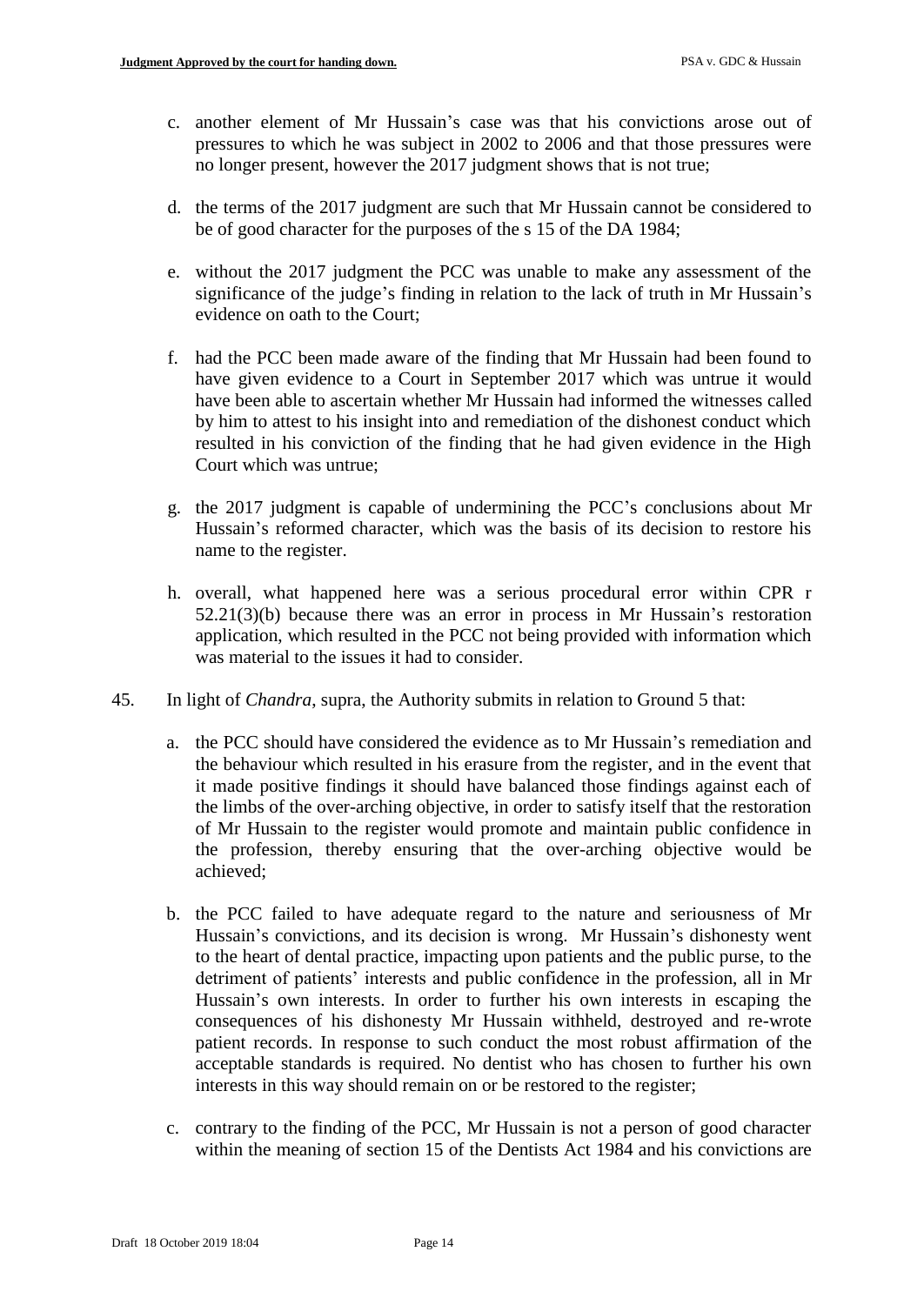c. another element of Mr Hussain's case was that his convictions arose out of pressures to which he was subject in 2002 to 2006 and that those pressures were no longer present, however the 2017 judgment shows that is not true;

d. the terms of the 2017 judgment are such that Mr Hussain cannot be considered to be of good character for the purposes of the s 15 of the DA 1984;

e. without the 2017 judgment the PCC was unable to make any assessment of the significance of the judge's finding in relation to the lack of truth in Mr Hussain's evidence on oath to the Court;

f. had the PCC been made aware of the finding that Mr Hussain had been found to have given evidence to a Court in September 2017 which was untrue it would have been able to ascertain whether Mr Hussain had informed the witnesses called by him to attest to his insight into and remediation of the dishonest conduct which resulted in his conviction of the finding that he had given evidence in the High Court which was untrue;

g. the 2017 judgment is capable of undermining the PCC's conclusions about Mr Hussain's reformed character, which was the basis of its decision to restore his name to the register.

h. overall, what happened here was a serious procedural error within CPR r 52.21(3)(b) because there was an error in process in Mr Hussain's restoration application, which resulted in the PCC not being provided with information which was material to the issues it had to consider.

45. In light of *Chandra*, supra, the Authority submits in relation to Ground 5 that:

a. the PCC should have considered the evidence as to Mr Hussain's remediation and the behaviour which resulted in his erasure from the register, and in the event that it made positive findings it should have balanced those findings against each of the limbs of the over-arching objective, in order to satisfy itself that the restoration of Mr Hussain to the register would promote and maintain public confidence in the profession, thereby ensuring that the over-arching objective would be achieved;

b. the PCC failed to have adequate regard to the nature and seriousness of Mr Hussain's convictions, and its decision is wrong. Mr Hussain's dishonesty went to the heart of dental practice, impacting upon patients and the public purse, to the detriment of patients' interests and public confidence in the profession, all in Mr Hussain's own interests. In order to further his own interests in escaping the consequences of his dishonesty Mr Hussain withheld, destroyed and re-wrote patient records. In response to such conduct the most robust affirmation of the acceptable standards is required. No dentist who has chosen to further his own interests in this way should remain on or be restored to the register;

c. contrary to the finding of the PCC, Mr Hussain is not a person of good character within the meaning of section 15 of the Dentists Act 1984 and his convictions are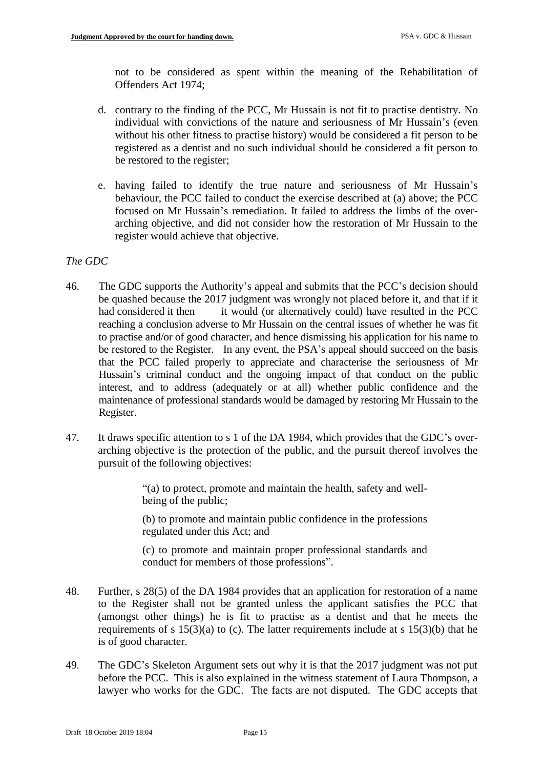not to be considered as spent within the meaning of the Rehabilitation of Offenders Act 1974;

d. contrary to the finding of the PCC, Mr Hussain is not fit to practise dentistry. No individual with convictions of the nature and seriousness of Mr Hussain's (even without his other fitness to practise history) would be considered a fit person to be registered as a dentist and no such individual should be considered a fit person to be restored to the register;

e. having failed to identify the true nature and seriousness of Mr Hussain's behaviour, the PCC failed to conduct the exercise described at (a) above; the PCC focused on Mr Hussain's remediation. It failed to address the limbs of the over-arching objective, and did not consider how the restoration of Mr Hussain to the register would achieve that objective.

*The GDC*

46. The GDC supports the Authority's appeal and submits that the PCC's decision should be quashed because the 2017 judgment was wrongly not placed before it, and that if it had considered it then it would (or alternatively could) have resulted in the PCC reaching a conclusion adverse to Mr Hussain on the central issues of whether he was fit to practise and/or of good character, and hence dismissing his application for his name to be restored to the Register. In any event, the PSA's appeal should succeed on the basis that the PCC failed properly to appreciate and characterise the seriousness of Mr Hussain's criminal conduct and the ongoing impact of that conduct on the public interest, and to address (adequately or at all) whether public confidence and the maintenance of professional standards would be damaged by restoring Mr Hussain to the Register.

47. It draws specific attention to s 1 of the DA 1984, which provides that the GDC's over-arching objective is the protection of the public, and the pursuit thereof involves the pursuit of the following objectives:

> "(a) to protect, promote and maintain the health, safety and well-being of the public;
>
> (b) to promote and maintain public confidence in the professions regulated under this Act; and
>
> (c) to promote and maintain proper professional standards and conduct for members of those professions".

48. Further, s 28(5) of the DA 1984 provides that an application for restoration of a name to the Register shall not be granted unless the applicant satisfies the PCC that (amongst other things) he is fit to practise as a dentist and that he meets the requirements of s 15(3)(a) to (c). The latter requirements include at s 15(3)(b) that he is of good character.

49. The GDC's Skeleton Argument sets out why it is that the 2017 judgment was not put before the PCC. This is also explained in the witness statement of Laura Thompson, a lawyer who works for the GDC. The facts are not disputed. The GDC accepts that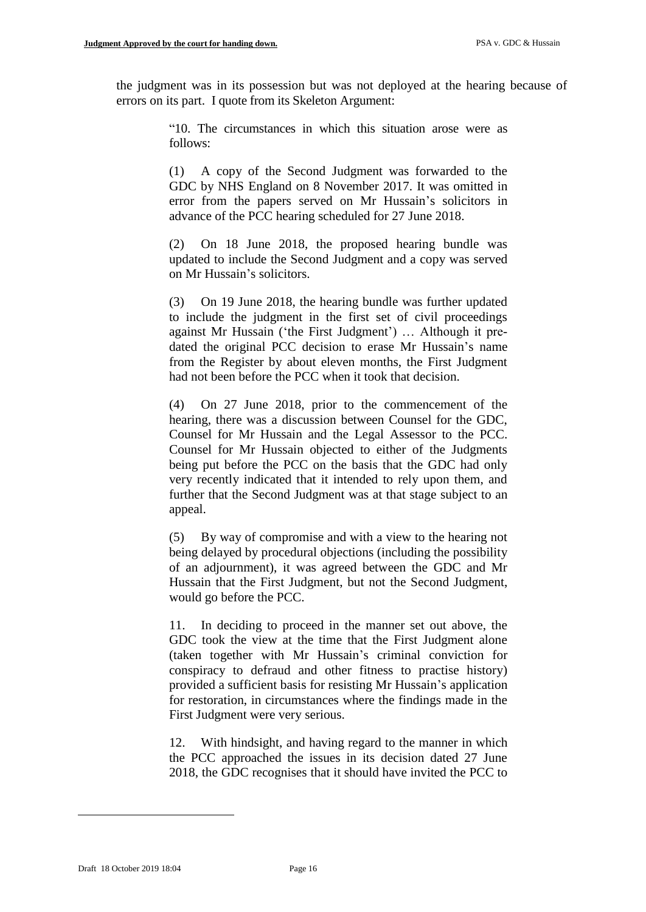the judgment was in its possession but was not deployed at the hearing because of errors on its part. I quote from its Skeleton Argument:

> "10. The circumstances in which this situation arose were as follows:
>
> (1) A copy of the Second Judgment was forwarded to the GDC by NHS England on 8 November 2017. It was omitted in error from the papers served on Mr Hussain's solicitors in advance of the PCC hearing scheduled for 27 June 2018.
>
> (2) On 18 June 2018, the proposed hearing bundle was updated to include the Second Judgment and a copy was served on Mr Hussain's solicitors.
>
> (3) On 19 June 2018, the hearing bundle was further updated to include the judgment in the first set of civil proceedings against Mr Hussain ('the First Judgment') … Although it pre-dated the original PCC decision to erase Mr Hussain's name from the Register by about eleven months, the First Judgment had not been before the PCC when it took that decision.
>
> (4) On 27 June 2018, prior to the commencement of the hearing, there was a discussion between Counsel for the GDC, Counsel for Mr Hussain and the Legal Assessor to the PCC. Counsel for Mr Hussain objected to either of the Judgments being put before the PCC on the basis that the GDC had only very recently indicated that it intended to rely upon them, and further that the Second Judgment was at that stage subject to an appeal.
>
> (5) By way of compromise and with a view to the hearing not being delayed by procedural objections (including the possibility of an adjournment), it was agreed between the GDC and Mr Hussain that the First Judgment, but not the Second Judgment, would go before the PCC.
>
> 11. In deciding to proceed in the manner set out above, the GDC took the view at the time that the First Judgment alone (taken together with Mr Hussain's criminal conviction for conspiracy to defraud and other fitness to practise history) provided a sufficient basis for resisting Mr Hussain's application for restoration, in circumstances where the findings made in the First Judgment were very serious.
>
> 12. With hindsight, and having regard to the manner in which the PCC approached the issues in its decision dated 27 June 2018, the GDC recognises that it should have invited the PCC to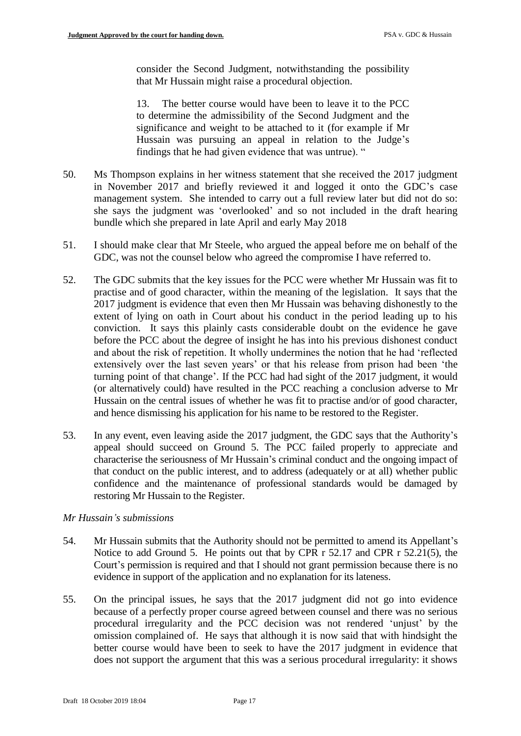consider the Second Judgment, notwithstanding the possibility that Mr Hussain might raise a procedural objection.

> 13. The better course would have been to leave it to the PCC to determine the admissibility of the Second Judgment and the significance and weight to be attached to it (for example if Mr Hussain was pursuing an appeal in relation to the Judge's findings that he had given evidence that was untrue). "

50. Ms Thompson explains in her witness statement that she received the 2017 judgment in November 2017 and briefly reviewed it and logged it onto the GDC's case management system. She intended to carry out a full review later but did not do so: she says the judgment was 'overlooked' and so not included in the draft hearing bundle which she prepared in late April and early May 2018

51. I should make clear that Mr Steele, who argued the appeal before me on behalf of the GDC, was not the counsel below who agreed the compromise I have referred to.

52. The GDC submits that the key issues for the PCC were whether Mr Hussain was fit to practise and of good character, within the meaning of the legislation. It says that the 2017 judgment is evidence that even then Mr Hussain was behaving dishonestly to the extent of lying on oath in Court about his conduct in the period leading up to his conviction. It says this plainly casts considerable doubt on the evidence he gave before the PCC about the degree of insight he has into his previous dishonest conduct and about the risk of repetition. It wholly undermines the notion that he had 'reflected extensively over the last seven years' or that his release from prison had been 'the turning point of that change'. If the PCC had had sight of the 2017 judgment, it would (or alternatively could) have resulted in the PCC reaching a conclusion adverse to Mr Hussain on the central issues of whether he was fit to practise and/or of good character, and hence dismissing his application for his name to be restored to the Register.

53. In any event, even leaving aside the 2017 judgment, the GDC says that the Authority's appeal should succeed on Ground 5. The PCC failed properly to appreciate and characterise the seriousness of Mr Hussain's criminal conduct and the ongoing impact of that conduct on the public interest, and to address (adequately or at all) whether public confidence and the maintenance of professional standards would be damaged by restoring Mr Hussain to the Register.

*Mr Hussain's submissions*

54. Mr Hussain submits that the Authority should not be permitted to amend its Appellant's Notice to add Ground 5. He points out that by CPR r 52.17 and CPR r 52.21(5), the Court's permission is required and that I should not grant permission because there is no evidence in support of the application and no explanation for its lateness.

55. On the principal issues, he says that the 2017 judgment did not go into evidence because of a perfectly proper course agreed between counsel and there was no serious procedural irregularity and the PCC decision was not rendered 'unjust' by the omission complained of. He says that although it is now said that with hindsight the better course would have been to seek to have the 2017 judgment in evidence that does not support the argument that this was a serious procedural irregularity: it shows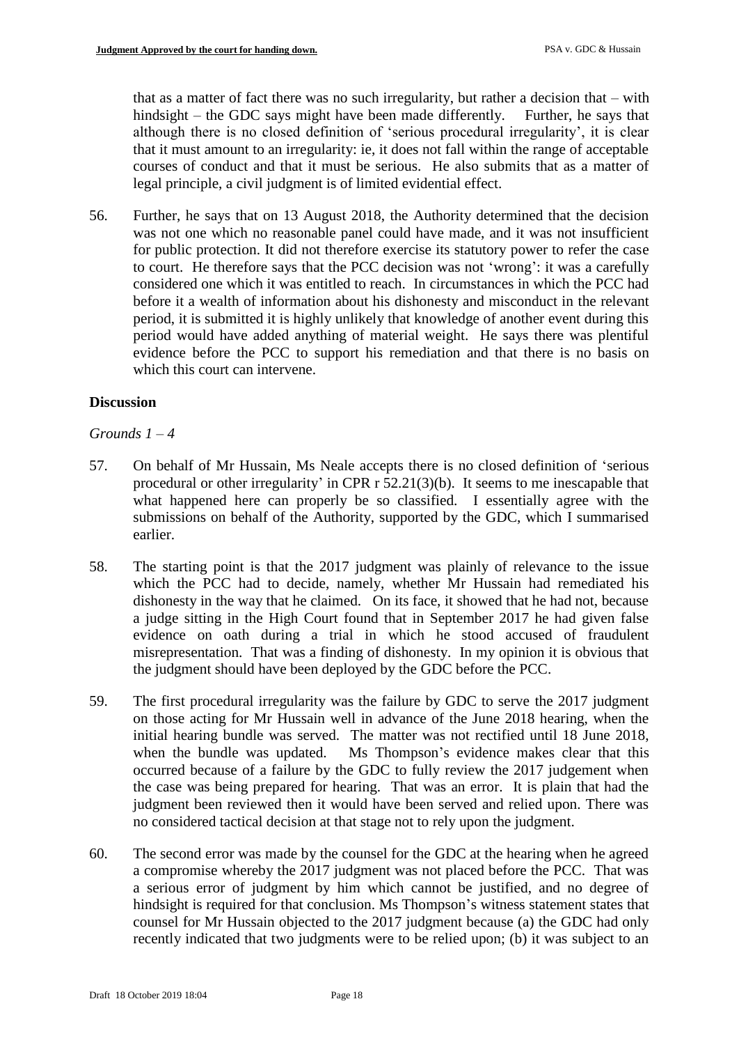that as a matter of fact there was no such irregularity, but rather a decision that – with hindsight – the GDC says might have been made differently. Further, he says that although there is no closed definition of 'serious procedural irregularity', it is clear that it must amount to an irregularity: ie, it does not fall within the range of acceptable courses of conduct and that it must be serious. He also submits that as a matter of legal principle, a civil judgment is of limited evidential effect.

56. Further, he says that on 13 August 2018, the Authority determined that the decision was not one which no reasonable panel could have made, and it was not insufficient for public protection. It did not therefore exercise its statutory power to refer the case to court. He therefore says that the PCC decision was not 'wrong': it was a carefully considered one which it was entitled to reach. In circumstances in which the PCC had before it a wealth of information about his dishonesty and misconduct in the relevant period, it is submitted it is highly unlikely that knowledge of another event during this period would have added anything of material weight. He says there was plentiful evidence before the PCC to support his remediation and that there is no basis on which this court can intervene.

## Discussion

*Grounds 1 – 4*

57. On behalf of Mr Hussain, Ms Neale accepts there is no closed definition of 'serious procedural or other irregularity' in CPR r 52.21(3)(b). It seems to me inescapable that what happened here can properly be so classified. I essentially agree with the submissions on behalf of the Authority, supported by the GDC, which I summarised earlier.

58. The starting point is that the 2017 judgment was plainly of relevance to the issue which the PCC had to decide, namely, whether Mr Hussain had remediated his dishonesty in the way that he claimed. On its face, it showed that he had not, because a judge sitting in the High Court found that in September 2017 he had given false evidence on oath during a trial in which he stood accused of fraudulent misrepresentation. That was a finding of dishonesty. In my opinion it is obvious that the judgment should have been deployed by the GDC before the PCC.

59. The first procedural irregularity was the failure by GDC to serve the 2017 judgment on those acting for Mr Hussain well in advance of the June 2018 hearing, when the initial hearing bundle was served. The matter was not rectified until 18 June 2018, when the bundle was updated. Ms Thompson's evidence makes clear that this occurred because of a failure by the GDC to fully review the 2017 judgement when the case was being prepared for hearing. That was an error. It is plain that had the judgment been reviewed then it would have been served and relied upon. There was no considered tactical decision at that stage not to rely upon the judgment.

60. The second error was made by the counsel for the GDC at the hearing when he agreed a compromise whereby the 2017 judgment was not placed before the PCC. That was a serious error of judgment by him which cannot be justified, and no degree of hindsight is required for that conclusion. Ms Thompson's witness statement states that counsel for Mr Hussain objected to the 2017 judgment because (a) the GDC had only recently indicated that two judgments were to be relied upon; (b) it was subject to an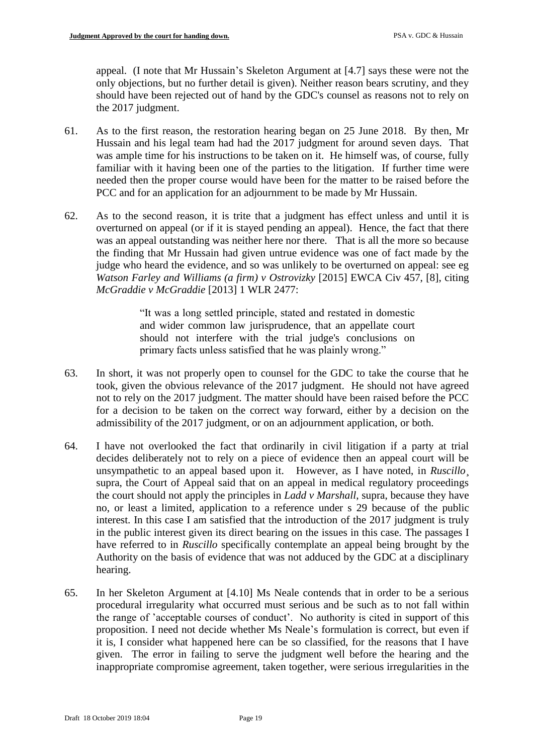appeal. (I note that Mr Hussain's Skeleton Argument at [4.7] says these were not the only objections, but no further detail is given). Neither reason bears scrutiny, and they should have been rejected out of hand by the GDC's counsel as reasons not to rely on the 2017 judgment.

61. As to the first reason, the restoration hearing began on 25 June 2018. By then, Mr Hussain and his legal team had had the 2017 judgment for around seven days. That was ample time for his instructions to be taken on it. He himself was, of course, fully familiar with it having been one of the parties to the litigation. If further time were needed then the proper course would have been for the matter to be raised before the PCC and for an application for an adjournment to be made by Mr Hussain.

62. As to the second reason, it is trite that a judgment has effect unless and until it is overturned on appeal (or if it is stayed pending an appeal). Hence, the fact that there was an appeal outstanding was neither here nor there. That is all the more so because the finding that Mr Hussain had given untrue evidence was one of fact made by the judge who heard the evidence, and so was unlikely to be overturned on appeal: see eg *Watson Farley and Williams (a firm) v Ostrovizky* [2015] EWCA Civ 457, [8], citing *McGraddie v McGraddie* [2013] 1 WLR 2477:

> "It was a long settled principle, stated and restated in domestic and wider common law jurisprudence, that an appellate court should not interfere with the trial judge's conclusions on primary facts unless satisfied that he was plainly wrong."

63. In short, it was not properly open to counsel for the GDC to take the course that he took, given the obvious relevance of the 2017 judgment. He should not have agreed not to rely on the 2017 judgment. The matter should have been raised before the PCC for a decision to be taken on the correct way forward, either by a decision on the admissibility of the 2017 judgment, or on an adjournment application, or both.

64. I have not overlooked the fact that ordinarily in civil litigation if a party at trial decides deliberately not to rely on a piece of evidence then an appeal court will be unsympathetic to an appeal based upon it. However, as I have noted, in *Ruscillo*¸ supra, the Court of Appeal said that on an appeal in medical regulatory proceedings the court should not apply the principles in *Ladd v Marshall*, supra, because they have no, or least a limited, application to a reference under s 29 because of the public interest. In this case I am satisfied that the introduction of the 2017 judgment is truly in the public interest given its direct bearing on the issues in this case. The passages I have referred to in *Ruscillo* specifically contemplate an appeal being brought by the Authority on the basis of evidence that was not adduced by the GDC at a disciplinary hearing.

65. In her Skeleton Argument at [4.10] Ms Neale contends that in order to be a serious procedural irregularity what occurred must serious and be such as to not fall within the range of 'acceptable courses of conduct'. No authority is cited in support of this proposition. I need not decide whether Ms Neale's formulation is correct, but even if it is, I consider what happened here can be so classified, for the reasons that I have given. The error in failing to serve the judgment well before the hearing and the inappropriate compromise agreement, taken together, were serious irregularities in the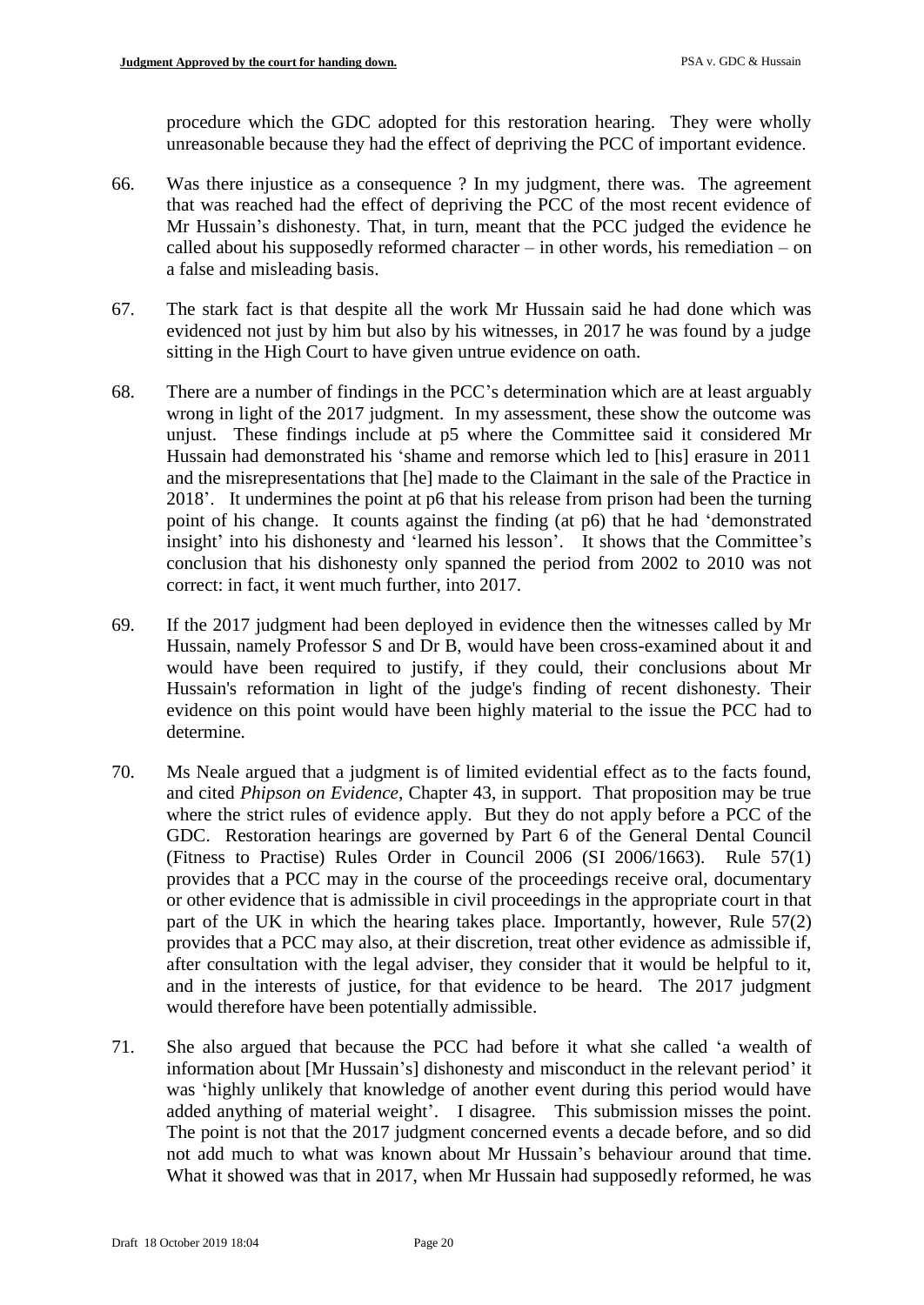procedure which the GDC adopted for this restoration hearing. They were wholly unreasonable because they had the effect of depriving the PCC of important evidence.

66. Was there injustice as a consequence ? In my judgment, there was. The agreement that was reached had the effect of depriving the PCC of the most recent evidence of Mr Hussain's dishonesty. That, in turn, meant that the PCC judged the evidence he called about his supposedly reformed character – in other words, his remediation – on a false and misleading basis.

67. The stark fact is that despite all the work Mr Hussain said he had done which was evidenced not just by him but also by his witnesses, in 2017 he was found by a judge sitting in the High Court to have given untrue evidence on oath.

68. There are a number of findings in the PCC's determination which are at least arguably wrong in light of the 2017 judgment. In my assessment, these show the outcome was unjust. These findings include at p5 where the Committee said it considered Mr Hussain had demonstrated his 'shame and remorse which led to [his] erasure in 2011 and the misrepresentations that [he] made to the Claimant in the sale of the Practice in 2018'. It undermines the point at p6 that his release from prison had been the turning point of his change. It counts against the finding (at p6) that he had 'demonstrated insight' into his dishonesty and 'learned his lesson'. It shows that the Committee's conclusion that his dishonesty only spanned the period from 2002 to 2010 was not correct: in fact, it went much further, into 2017.

69. If the 2017 judgment had been deployed in evidence then the witnesses called by Mr Hussain, namely Professor S and Dr B, would have been cross-examined about it and would have been required to justify, if they could, their conclusions about Mr Hussain's reformation in light of the judge's finding of recent dishonesty. Their evidence on this point would have been highly material to the issue the PCC had to determine.

70. Ms Neale argued that a judgment is of limited evidential effect as to the facts found, and cited *Phipson on Evidence*, Chapter 43, in support. That proposition may be true where the strict rules of evidence apply. But they do not apply before a PCC of the GDC. Restoration hearings are governed by Part 6 of the General Dental Council (Fitness to Practise) Rules Order in Council 2006 (SI 2006/1663). Rule 57(1) provides that a PCC may in the course of the proceedings receive oral, documentary or other evidence that is admissible in civil proceedings in the appropriate court in that part of the UK in which the hearing takes place. Importantly, however, Rule 57(2) provides that a PCC may also, at their discretion, treat other evidence as admissible if, after consultation with the legal adviser, they consider that it would be helpful to it, and in the interests of justice, for that evidence to be heard. The 2017 judgment would therefore have been potentially admissible.

71. She also argued that because the PCC had before it what she called 'a wealth of information about [Mr Hussain's] dishonesty and misconduct in the relevant period' it was 'highly unlikely that knowledge of another event during this period would have added anything of material weight'. I disagree. This submission misses the point. The point is not that the 2017 judgment concerned events a decade before, and so did not add much to what was known about Mr Hussain's behaviour around that time. What it showed was that in 2017, when Mr Hussain had supposedly reformed, he was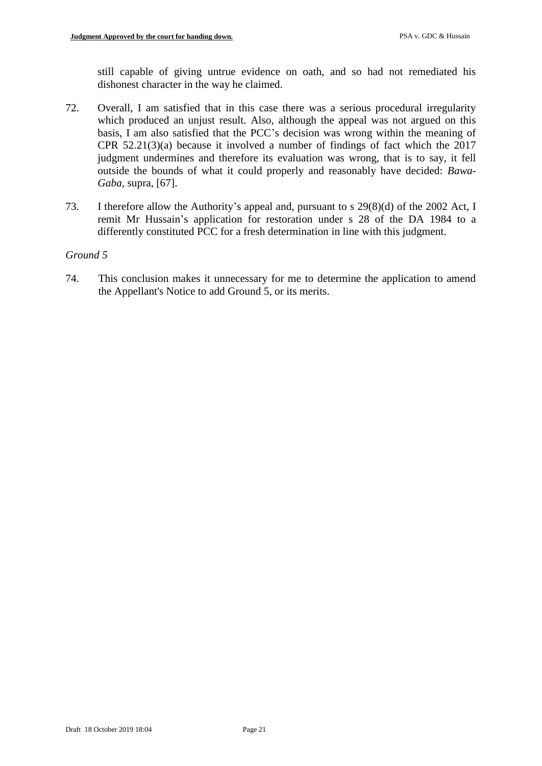still capable of giving untrue evidence on oath, and so had not remediated his dishonest character in the way he claimed.

72. Overall, I am satisfied that in this case there was a serious procedural irregularity which produced an unjust result. Also, although the appeal was not argued on this basis, I am also satisfied that the PCC's decision was wrong within the meaning of CPR 52.21(3)(a) because it involved a number of findings of fact which the 2017 judgment undermines and therefore its evaluation was wrong, that is to say, it fell outside the bounds of what it could properly and reasonably have decided: *Bawa-Gaba*, supra, [67].

73. I therefore allow the Authority's appeal and, pursuant to s 29(8)(d) of the 2002 Act, I remit Mr Hussain's application for restoration under s 28 of the DA 1984 to a differently constituted PCC for a fresh determination in line with this judgment.

*Ground 5*

74. This conclusion makes it unnecessary for me to determine the application to amend the Appellant's Notice to add Ground 5, or its merits.